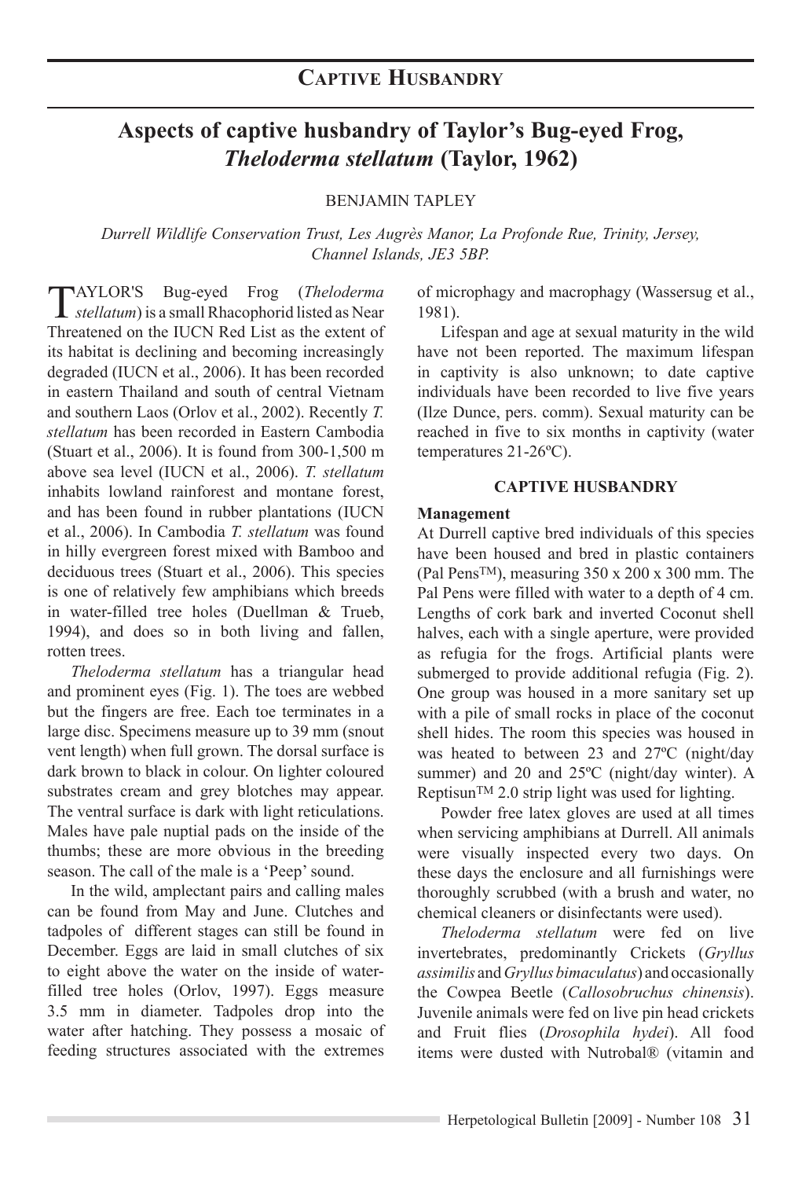# Captive Husbandry

## Aspects of captive husbandry of Taylor's Bug-eyed Frog, *Theloderma stellatum* (Taylor, 1962)

BENJAMIN TAPLEY

*Durrell Wildlife Conservation Trust, Les Augrès Manor, La Profonde Rue, Trinity, Jersey, Channel Islands, JE3 5BP.*

TAYLOR'S Bug-eyed Frog (*Theloderma stellatum*) is a small Rhacophorid listed as Near Threatened on the IUCN Red List as the extent of its habitat is declining and becoming increasingly degraded (IUCN et al., 2006). It has been recorded in eastern Thailand and south of central Vietnam and southern Laos (Orlov et al., 2002). Recently *T. stellatum* has been recorded in Eastern Cambodia (Stuart et al., 2006). It is found from 300-1,500 m above sea level (IUCN et al., 2006). *T. stellatum* inhabits lowland rainforest and montane forest, and has been found in rubber plantations (IUCN et al., 2006). In Cambodia *T. stellatum* was found in hilly evergreen forest mixed with Bamboo and deciduous trees (Stuart et al., 2006). This species is one of relatively few amphibians which breeds in water-filled tree holes (Duellman & Trueb, 1994), and does so in both living and fallen, rotten trees.

*Theloderma stellatum* has a triangular head and prominent eyes (Fig. 1). The toes are webbed but the fingers are free. Each toe terminates in a large disc. Specimens measure up to 39 mm (snout vent length) when full grown. The dorsal surface is dark brown to black in colour. On lighter coloured substrates cream and grey blotches may appear. The ventral surface is dark with light reticulations. Males have pale nuptial pads on the inside of the thumbs; these are more obvious in the breeding season. The call of the male is a 'Peep' sound.

In the wild, amplectant pairs and calling males can be found from May and June. Clutches and tadpoles of different stages can still be found in December. Eggs are laid in small clutches of six to eight above the water on the inside of water-filled tree holes (Orlov, 1997). Eggs measure 3.5 mm in diameter. Tadpoles drop into the water after hatching. They possess a mosaic of feeding structures associated with the extremes of microphagy and macrophagy (Wassersug et al., 1981).

Lifespan and age at sexual maturity in the wild have not been reported. The maximum lifespan in captivity is also unknown; to date captive individuals have been recorded to live five years (Ilze Dunce, pers. comm). Sexual maturity can be reached in five to six months in captivity (water temperatures 21-26ºC).

### CAPTIVE HUSBANDRY

**Management**

At Durrell captive bred individuals of this species have been housed and bred in plastic containers (Pal Pens™), measuring 350 x 200 x 300 mm. The Pal Pens were filled with water to a depth of 4 cm. Lengths of cork bark and inverted Coconut shell halves, each with a single aperture, were provided as refugia for the frogs. Artificial plants were submerged to provide additional refugia (Fig. 2). One group was housed in a more sanitary set up with a pile of small rocks in place of the coconut shell hides. The room this species was housed in was heated to between 23 and 27ºC (night/day summer) and 20 and 25ºC (night/day winter). A Reptisun™ 2.0 strip light was used for lighting.

Powder free latex gloves are used at all times when servicing amphibians at Durrell. All animals were visually inspected every two days. On these days the enclosure and all furnishings were thoroughly scrubbed (with a brush and water, no chemical cleaners or disinfectants were used).

*Theloderma stellatum* were fed on live invertebrates, predominantly Crickets (*Gryllus assimilis* and *Gryllus bimaculatus*) and occasionally the Cowpea Beetle (*Callosobruchus chinensis*). Juvenile animals were fed on live pin head crickets and Fruit flies (*Drosophila hydei*). All food items were dusted with Nutrobal® (vitamin and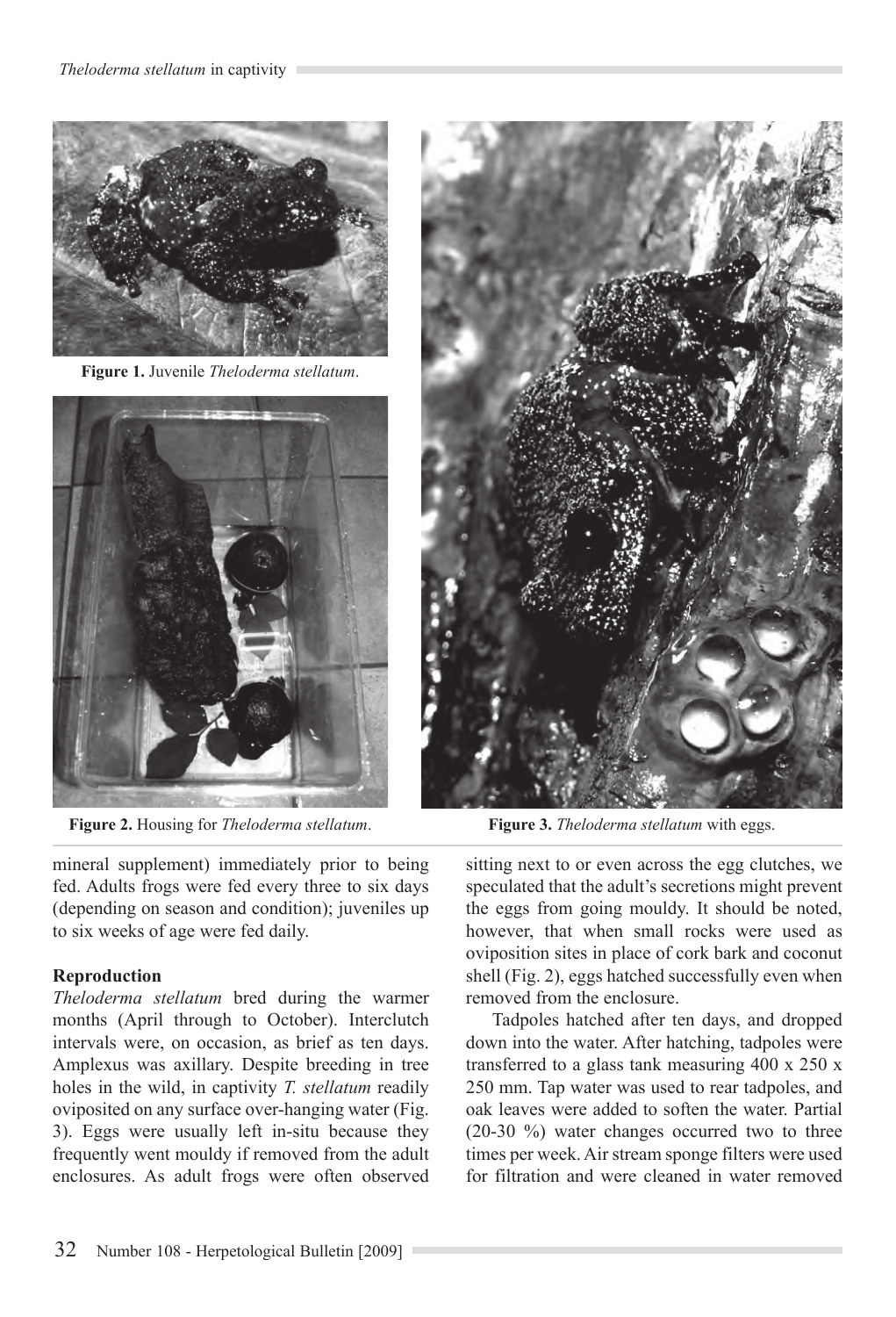Figure 1. Juvenile *Theloderma stellatum*.

Figure 2. Housing for *Theloderma stellatum*.

Figure 3. *Theloderma stellatum* with eggs.

mineral supplement) immediately prior to being fed. Adults frogs were fed every three to six days (depending on season and condition); juveniles up to six weeks of age were fed daily.

**Reproduction**

*Theloderma stellatum* bred during the warmer months (April through to October). Interclutch intervals were, on occasion, as brief as ten days. Amplexus was axillary. Despite breeding in tree holes in the wild, in captivity *T. stellatum* readily oviposited on any surface over-hanging water (Fig. 3). Eggs were usually left in-situ because they frequently went mouldy if removed from the adult enclosures. As adult frogs were often observed sitting next to or even across the egg clutches, we speculated that the adult's secretions might prevent the eggs from going mouldy. It should be noted, however, that when small rocks were used as oviposition sites in place of cork bark and coconut shell (Fig. 2), eggs hatched successfully even when removed from the enclosure.

Tadpoles hatched after ten days, and dropped down into the water. After hatching, tadpoles were transferred to a glass tank measuring 400 x 250 x 250 mm. Tap water was used to rear tadpoles, and oak leaves were added to soften the water. Partial (20-30 %) water changes occurred two to three times per week. Air stream sponge filters were used for filtration and were cleaned in water removed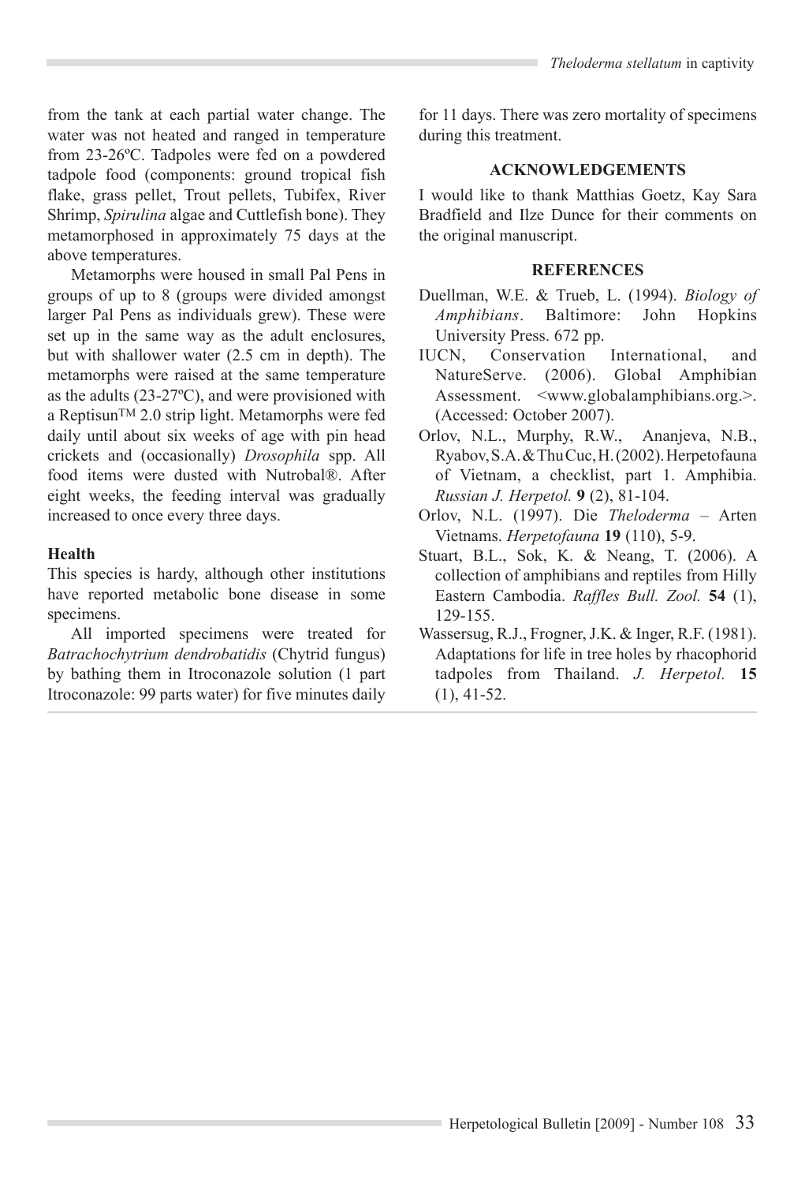from the tank at each partial water change. The water was not heated and ranged in temperature from 23-26ºC. Tadpoles were fed on a powdered tadpole food (components: ground tropical fish flake, grass pellet, Trout pellets, Tubifex, River Shrimp, *Spirulina* algae and Cuttlefish bone). They metamorphosed in approximately 75 days at the above temperatures.

Metamorphs were housed in small Pal Pens in groups of up to 8 (groups were divided amongst larger Pal Pens as individuals grew). These were set up in the same way as the adult enclosures, but with shallower water (2.5 cm in depth). The metamorphs were raised at the same temperature as the adults (23-27ºC), and were provisioned with a Reptisun™ 2.0 strip light. Metamorphs were fed daily until about six weeks of age with pin head crickets and (occasionally) *Drosophila* spp. All food items were dusted with Nutrobal®. After eight weeks, the feeding interval was gradually increased to once every three days.

**Health**

This species is hardy, although other institutions have reported metabolic bone disease in some specimens.

All imported specimens were treated for *Batrachochytrium dendrobatidis* (Chytrid fungus) by bathing them in Itroconazole solution (1 part Itroconazole: 99 parts water) for five minutes daily for 11 days. There was zero mortality of specimens during this treatment.

## ACKNOWLEDGEMENTS

I would like to thank Matthias Goetz, Kay Sara Bradfield and Ilze Dunce for their comments on the original manuscript.

## REFERENCES

Duellman, W.E. & Trueb, L. (1994). *Biology of Amphibians*. Baltimore: John Hopkins University Press. 672 pp.

IUCN, Conservation International, and NatureServe. (2006). Global Amphibian Assessment. <www.globalamphibians.org.>. (Accessed: October 2007).

Orlov, N.L., Murphy, R.W., Ananjeva, N.B., Ryabov, S.A. & Thu Cuc, H. (2002). Herpetofauna of Vietnam, a checklist, part 1. Amphibia. *Russian J. Herpetol.* **9** (2), 81-104.

Orlov, N.L. (1997). Die *Theloderma* – Arten Vietnams. *Herpetofauna* **19** (110), 5-9.

Stuart, B.L., Sok, K. & Neang, T. (2006). A collection of amphibians and reptiles from Hilly Eastern Cambodia. *Raffles Bull. Zool.* **54** (1), 129-155.

Wassersug, R.J., Frogner, J.K. & Inger, R.F. (1981). Adaptations for life in tree holes by rhacophorid tadpoles from Thailand. *J. Herpetol.* **15** (1), 41-52.